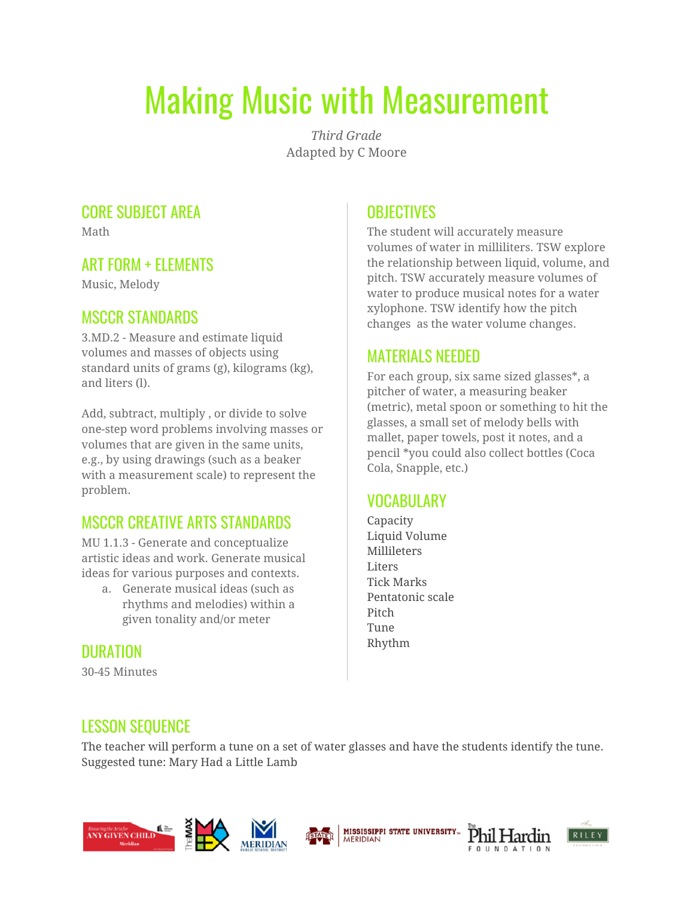# Making Music with Measurement

*Third Grade*
Adapted by C Moore

## CORE SUBJECT AREA

Math

## ART FORM + ELEMENTS

Music, Melody

## MSCCR STANDARDS

3.MD.2 - Measure and estimate liquid volumes and masses of objects using standard units of grams (g), kilograms (kg), and liters (l).

Add, subtract, multiply , or divide to solve one-step word problems involving masses or volumes that are given in the same units, e.g., by using drawings (such as a beaker with a measurement scale) to represent the problem.

## MSCCR CREATIVE ARTS STANDARDS

MU 1.1.3 - Generate and conceptualize artistic ideas and work. Generate musical ideas for various purposes and contexts.

a. Generate musical ideas (such as rhythms and melodies) within a given tonality and/or meter

## DURATION

30-45 Minutes

## OBJECTIVES

The student will accurately measure volumes of water in milliliters. TSW explore the relationship between liquid, volume, and pitch. TSW accurately measure volumes of water to produce musical notes for a water xylophone. TSW identify how the pitch changes as the water volume changes.

## MATERIALS NEEDED

For each group, six same sized glasses*, a pitcher of water, a measuring beaker (metric), metal spoon or something to hit the glasses, a small set of melody bells with mallet, paper towels, post it notes, and a pencil *you could also collect bottles (Coca Cola, Snapple, etc.)

## VOCABULARY

Capacity
Liquid Volume
Millileters
Liters
Tick Marks
Pentatonic scale
Pitch
Tune
Rhythm

## LESSON SEQUENCE

The teacher will perform a tune on a set of water glasses and have the students identify the tune. Suggested tune: Mary Had a Little Lamb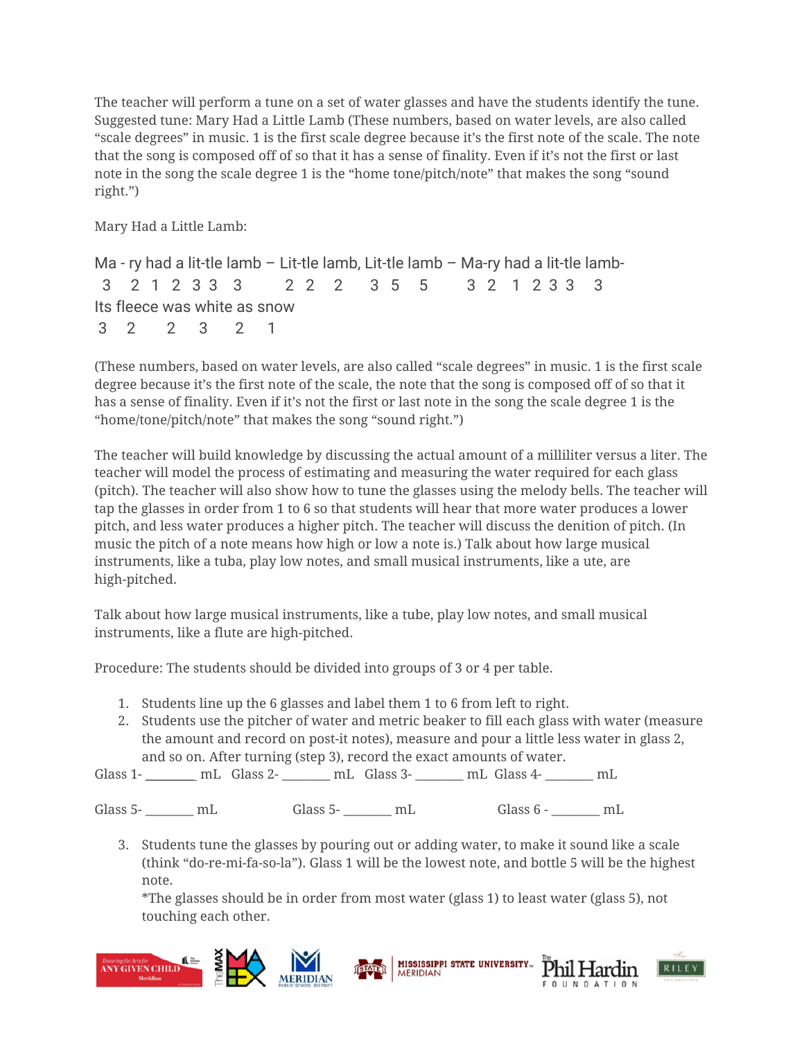The teacher will perform a tune on a set of water glasses and have the students identify the tune. Suggested tune: Mary Had a Little Lamb (These numbers, based on water levels, are also called "scale degrees" in music. 1 is the first scale degree because it's the first note of the scale. The note that the song is composed off of so that it has a sense of finality. Even if it's not the first or last note in the song the scale degree 1 is the "home tone/pitch/note" that makes the song "sound right.")

Mary Had a Little Lamb:

Ma - ry had a lit-tle lamb – Lit-tle lamb, Lit-tle lamb – Ma-ry had a lit-tle lamb-
 3   2  1  2  3 3   3      2  2   2    3  5   5     3  2   1  2  3 3   3
Its fleece was white as snow
 3   2     2    3    2    1

(These numbers, based on water levels, are also called "scale degrees" in music. 1 is the first scale degree because it's the first note of the scale, the note that the song is composed off of so that it has a sense of finality. Even if it's not the first or last note in the song the scale degree 1 is the "home/tone/pitch/note" that makes the song "sound right.")

The teacher will build knowledge by discussing the actual amount of a milliliter versus a liter. The teacher will model the process of estimating and measuring the water required for each glass (pitch). The teacher will also show how to tune the glasses using the melody bells. The teacher will tap the glasses in order from 1 to 6 so that students will hear that more water produces a lower pitch, and less water produces a higher pitch. The teacher will discuss the denition of pitch. (In music the pitch of a note means how high or low a note is.) Talk about how large musical instruments, like a tuba, play low notes, and small musical instruments, like a ute, are high-pitched.

Talk about how large musical instruments, like a tube, play low notes, and small musical instruments, like a flute are high-pitched.

Procedure: The students should be divided into groups of 3 or 4 per table.

1. Students line up the 6 glasses and label them 1 to 6 from left to right.
2. Students use the pitcher of water and metric beaker to fill each glass with water (measure the amount and record on post-it notes), measure and pour a little less water in glass 2, and so on. After turning (step 3), record the exact amounts of water.

Glass 1- ________ mL  Glass 2- ________ mL  Glass 3- ________ mL  Glass 4- ________ mL

Glass 5- ________ mL    Glass 5- ________ mL    Glass 6 - ________ mL

3. Students tune the glasses by pouring out or adding water, to make it sound like a scale (think "do-re-mi-fa-so-la"). Glass 1 will be the lowest note, and bottle 5 will be the highest note.
   *The glasses should be in order from most water (glass 1) to least water (glass 5), not touching each other.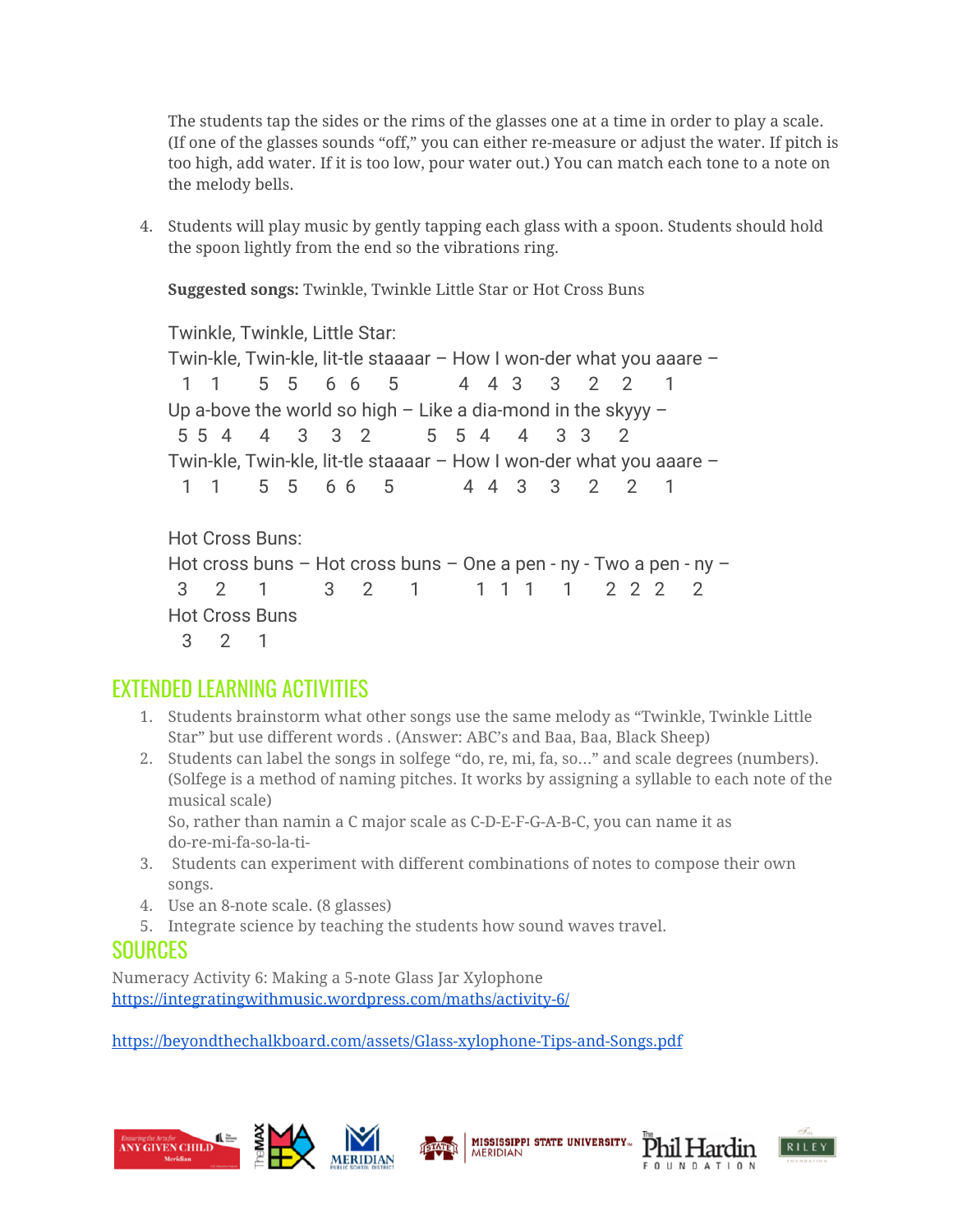The students tap the sides or the rims of the glasses one at a time in order to play a scale. (If one of the glasses sounds "off," you can either re-measure or adjust the water. If pitch is too high, add water. If it is too low, pour water out.) You can match each tone to a note on the melody bells.

4. Students will play music by gently tapping each glass with a spoon. Students should hold the spoon lightly from the end so the vibrations ring.

   **Suggested songs:** Twinkle, Twinkle Little Star or Hot Cross Buns

   ```
   Twinkle, Twinkle, Little Star:
   Twin-kle, Twin-kle, lit-tle staaaar – How I won-der what you aaare –
     1   1     5   5    6  6     5          4   4  3     3     2    2     1
   Up a-bove the world so high – Like a dia-mond in the skyyy –
    5 5  4     4     3    3   2          5    5   4     4     3   3     2
   Twin-kle, Twin-kle, lit-tle staaaar – How I won-der what you aaare –
     1   1     5   5    6 6     5          4   4    3     3     2    2     1

   Hot Cross Buns:
   Hot cross buns – Hot cross buns – One a pen - ny - Two a pen - ny –
    3    2     1          3    2      1          1   1   1      1      2   2   2     2
   Hot Cross Buns
     3    2     1
   ```

## EXTENDED LEARNING ACTIVITIES

1. Students brainstorm what other songs use the same melody as "Twinkle, Twinkle Little Star" but use different words . (Answer: ABC's and Baa, Baa, Black Sheep)
2. Students can label the songs in solfege "do, re, mi, fa, so..." and scale degrees (numbers). (Solfege is a method of naming pitches. It works by assigning a syllable to each note of the musical scale)
   So, rather than namin a C major scale as C-D-E-F-G-A-B-C, you can name it as do-re-mi-fa-so-la-ti-
3. Students can experiment with different combinations of notes to compose their own songs.
4. Use an 8-note scale. (8 glasses)
5. Integrate science by teaching the students how sound waves travel.

## SOURCES

Numeracy Activity 6: Making a 5-note Glass Jar Xylophone
https://integratingwithmusic.wordpress.com/maths/activity-6/

https://beyondthechalkboard.com/assets/Glass-xylophone-Tips-and-Songs.pdf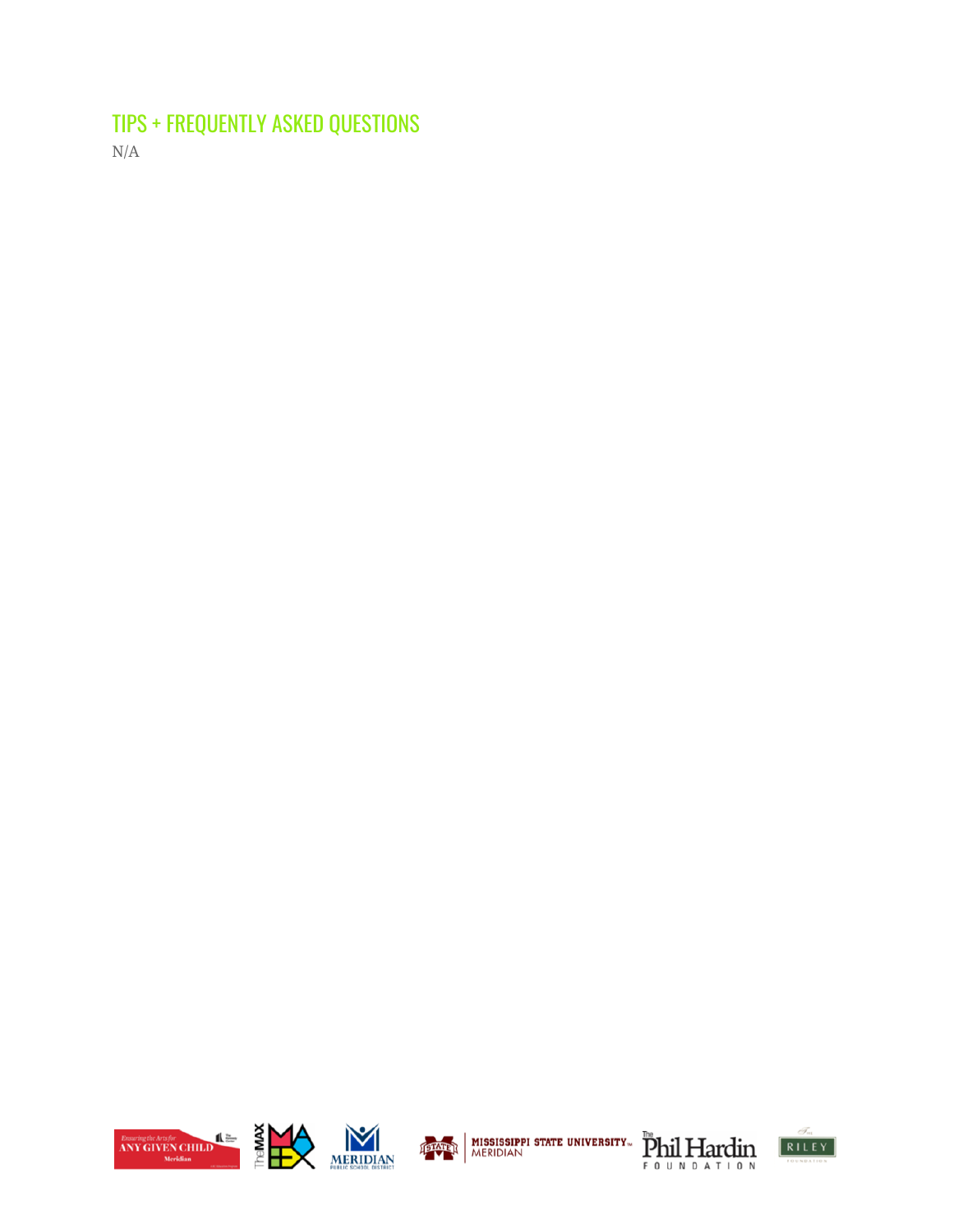## TIPS + FREQUENTLY ASKED QUESTIONS

N/A